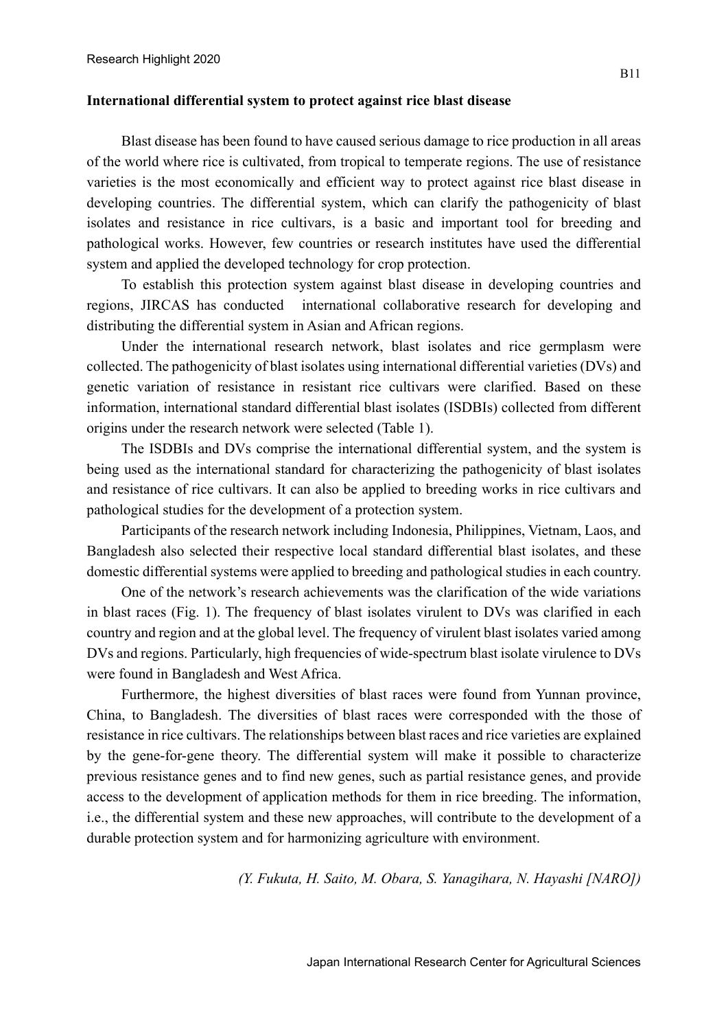## International differential system to protect against rice blast disease

Blast disease has been found to have caused serious damage to rice production in all areas of the world where rice is cultivated, from tropical to temperate regions. The use of resistance varieties is the most economically and efficient way to protect against rice blast disease in developing countries. The differential system, which can clarify the pathogenicity of blast isolates and resistance in rice cultivars, is a basic and important tool for breeding and pathological works. However, few countries or research institutes have used the differential system and applied the developed technology for crop protection.

To establish this protection system against blast disease in developing countries and regions, JIRCAS has conducted international collaborative research for developing and distributing the differential system in Asian and African regions.

Under the international research network, blast isolates and rice germplasm were collected. The pathogenicity of blast isolates using international differential varieties (DVs) and genetic variation of resistance in resistant rice cultivars were clarified. Based on these information, international standard differential blast isolates (ISDBIs) collected from different origins under the research network were selected (Table 1).

The ISDBIs and DVs comprise the international differential system, and the system is being used as the international standard for characterizing the pathogenicity of blast isolates and resistance of rice cultivars. It can also be applied to breeding works in rice cultivars and pathological studies for the development of a protection system.

Participants of the research network including Indonesia, Philippines, Vietnam, Laos, and Bangladesh also selected their respective local standard differential blast isolates, and these domestic differential systems were applied to breeding and pathological studies in each country.

One of the network's research achievements was the clarification of the wide variations in blast races (Fig. 1). The frequency of blast isolates virulent to DVs was clarified in each country and region and at the global level. The frequency of virulent blast isolates varied among DVs and regions. Particularly, high frequencies of wide-spectrum blast isolate virulence to DVs were found in Bangladesh and West Africa.

Furthermore, the highest diversities of blast races were found from Yunnan province, China, to Bangladesh. The diversities of blast races were corresponded with the those of resistance in rice cultivars. The relationships between blast races and rice varieties are explained by the gene-for-gene theory. The differential system will make it possible to characterize previous resistance genes and to find new genes, such as partial resistance genes, and provide access to the development of application methods for them in rice breeding. The information, i.e., the differential system and these new approaches, will contribute to the development of a durable protection system and for harmonizing agriculture with environment.

*(Y. Fukuta, H. Saito, M. Obara, S. Yanagihara, N. Hayashi [NARO])*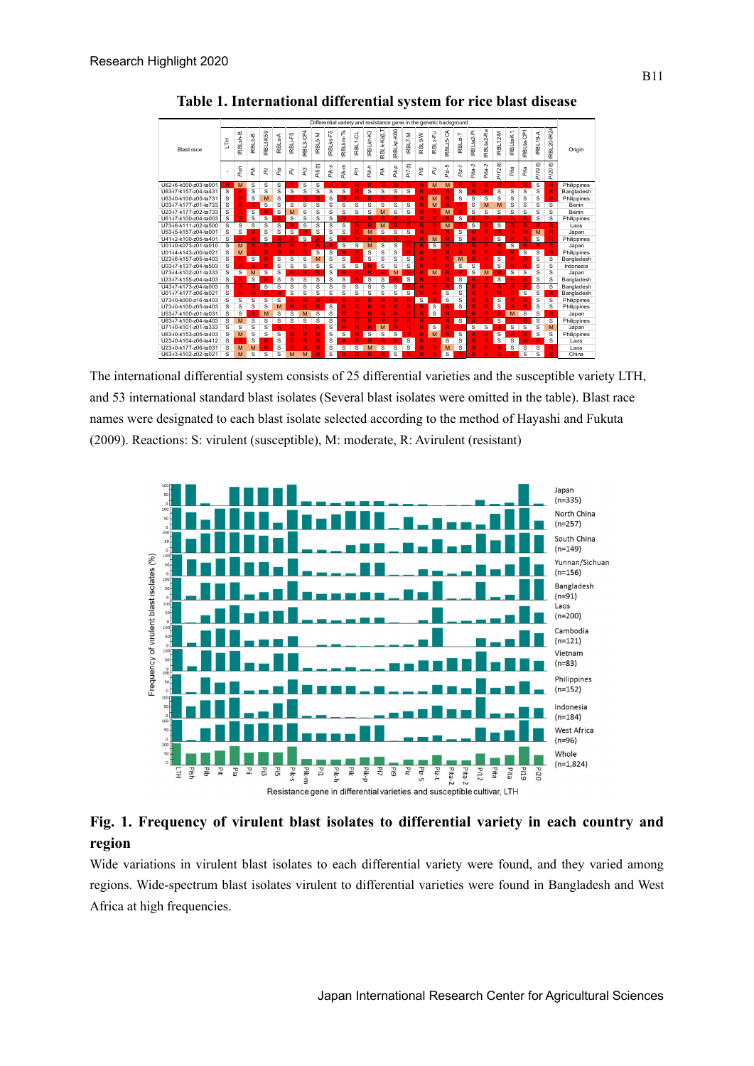**Table 1. International differential system for rice blast disease**

| Blast race | Differential variety and resistance gene in the genetic background | | | | | | | | | | | | | | | | | | | | | | | | | | Origin |
|---|---|---|---|---|---|---|---|---|---|---|---|---|---|---|---|---|---|---|---|---|---|---|---|---|---|---|---|
| | LTH | IRBLsh-B | IRBLb-B | IRBLt-K59 | IRBLa-A | IRBLi-F5 | IRBL3-CP4 | IRBL5-M | IRBLks-F5 | IRBLkm-Ts | IRBL1-CL | IRBLkh-K3 | IRBLk-Ka(LT | IRBLkp-K60 | IRBL7-M | IRBL9-W | IRBLz-Fu | IRBLz5-CA | IRBLzt-T | IRBLta2-Pi | IRBLta2-Re | IRBL12-M | IRBLta-K1 | IRBLta-CP1 | IRBL19-A | IRBL20-IR24 | |
| | - | Pish | Pib | Pit | Pia | Pii | Pi3 | Pi5 (t) | Pik-s | Pik-m | Pi1 | Pik-h | Pik | Pik-p | Pi7 (t) | Pi9 | Piz | Piz-5 | Piz-t | Pita-2 | Pita-2 | Pi12 (t) | Pita | Pita | Pi19 (t) | Pi20 (t) | |
| U62-i6-k000-z03-ta001 | R | M | S | S | S | R | S | S | R | R | R | R | R | R | R | R | M | M | R | R | R | R | R | R | S | R | Philippines |
| U63-i7-k157-z04-ta431 | S | R | S | S | S | S | S | S | S | S | R | S | S | S | S | R | R | R | S | R | R | S | S | S | S | R | Bangladesh |
| U63-i0-k100-z05-ta731 | S | R | S | M | S | R | R | R | S | R | R | R | R | R | R | R | M | R | S | S | S | S | S | S | S | R | Philippines |
| U03-i7-k177-z01-ta733 | S | R | R | S | S | S | S | S | S | S | S | S | S | S | S | R | M | R | R | S | M | M | S | S | S | S | Benin |
| U23-i7-k177-z02-ta733 | S | R | S | R | S | M | S | S | S | S | S | S | M | S | S | R | R | M | R | S | S | S | S | S | S | S | Benin |
| U61-i7-k100-z04-ta003 | S | R | S | S | R | S | S | S | S | R | R | R | R | R | R | R | R | R | S | R | R | R | R | R | S | S | Philippines |
| U73-i6-k111-z02-ta500 | S | S | S | S | S | R | R | S | S | S | R | R | M | R | R | R | R | M | R | S | R | S | R | R | R | R | Laos |
| U53-i5-k157-z04-ta001 | S | S | R | S | S | S | R | S | S | S | R | M | S | S | S | R | R | R | S | R | R | R | R | R | M | R | Japan |
| U41-i2-k100-z05-ta401 | S | R | R | S | R | R | S | R | S | R | R | R | R | R | R | R | M | R | S | R | R | S | R | R | S | R | Philippines |
| U01-i0-k073-z01-ta010 | S | M | R | R | R | R | R | R | R | S | S | M | S | S | R | R | S | R | R | R | R | R | S | R | R | R | Japan |
| U01-i4-k143-z00-ta021 | S | M | R | R | R | R | R | S | S | R | R | S | S | S | R | R | R | R | R | R | R | R | R | S | S | R | Philippines |
| U23-i6-k157-z05-ta403 | S | R | S | R | S | S | S | M | S | S | R | S | S | S | S | R | R | R | M | R | R | S | R | R | S | S | Bangladesh |
| U03-i7-k137-z04-ta503 | S | R | R | R | S | S | S | S | S | S | S | R | S | S | S | R | R | R | S | S | R | S | R | R | S | S | Indonesia |
| U73-i4-k102-z01-ta333 | S | S | M | S | S | R | R | R | S | R | R | R | R | M | R | R | M | R | R | S | M | R | S | S | S | S | Japan |
| U23-i7-k155-z04-ta403 | S | R | S | R | S | S | S | S | S | S | R | S | S | R | S | R | R | R | S | R | R | S | R | R | S | S | Bangladesh |
| U43-i7-k173-z04-ta003 | S | R | R | S | S | S | S | S | S | S | S | S | S | S | R | R | R | R | S | R | R | R | R | R | S | S | Bangladesh |
| U01-i7-k177-z06-ta021 | S | R | R | R | R | S | S | S | S | S | S | S | S | S | S | R | R | S | S | R | R | R | R | S | S | R | Bangladesh |
| U73-i0-k000-z16-ta403 | S | S | S | S | S | R | R | R | S | R | R | R | R | R | R | S | R | S | S | R | R | S | R | R | S | S | Philippines |
| U73-i0-k100-z05-ta403 | S | S | S | S | M | R | R | R | S | R | R | R | R | R | R | R | S | R | S | R | R | S | R | R | S | S | Philippines |
| U53-i7-k100-z01-ta031 | S | S | R | M | S | S | M | S | S | R | R | R | R | R | R | R | S | R | R | R | R | M | S | S | R | R | Japan |
| U63-i7-k100-z04-ta003 | S | M | S | S | S | S | S | S | S | R | R | R | R | R | R | R | R | R | S | R | R | S | R | R | S | S | Philippines |
| U71-i0-k101-z01-ta333 | S | S | S | S | R | R | R | R | S | R | R | R | M | R | R | R | S | R | R | S | S | R | S | S | S | M | Japan |
| U63-i0-k153-z05-ta403 | S | M | S | S | S | R | R | R | S | S | R | S | S | S | S | R | M | R | S | R | R | S | R | R | S | S | Philippines |
| U23-i0-k104-z06-ta412 | S | R | S | R | S | R | R | R | S | R | R | R | R | R | S | R | R | S | S | R | R | S | S | R | R | S | Laos |
| U23-i0-k177-z06-ta031 | S | M | M | R | S | R | R | R | S | S | S | M | S | S | S | R | R | M | S | R | R | R | S | S | S | R | Laos |
| U63-i3-k102-z02-ta021 | S | M | S | S | S | M | M | R | S | R | R | R | R | S | R | R | R | S | R | R | R | R | R | S | S | R | China |

The international differential system consists of 25 differential varieties and the susceptible variety LTH, and 53 international standard blast isolates (Several blast isolates were omitted in the table). Blast race names were designated to each blast isolate selected according to the method of Hayashi and Fukuta (2009). Reactions: S: virulent (susceptible), M: moderate, R: Avirulent (resistant)

Frequency of virulent blast isolates (%)

100
50
0

Japan (n=335)
North China (n=257)
South China (n=149)
Yunnan/Sichuan (n=156)
Bangladesh (n=91)
Laos (n=200)
Cambodia (n=121)
Vietnam (n=83)
Philippines (n=152)
Indonesia (n=184)
West Africa (n=96)
Whole (n=1,824)

LTH, Pish, Pib, Pit, Pia, Pii, Pi3, Pi5, Pik-s, Pik-m, Pi1, Pik-h, Pik, Pik-p, Pi7, Pi9, Piz, Piz-5, Piz-t, Pita-2, Pita-2, Pi12, Pita, Pita, Pi19, Pi20

Resistance gene in differential varieties and susceptible cultivar, LTH

**Fig. 1. Frequency of virulent blast isolates to differential variety in each country and region**

Wide variations in virulent blast isolates to each differential variety were found, and they varied among regions. Wide-spectrum blast isolates virulent to differential varieties were found in Bangladesh and West Africa at high frequencies.